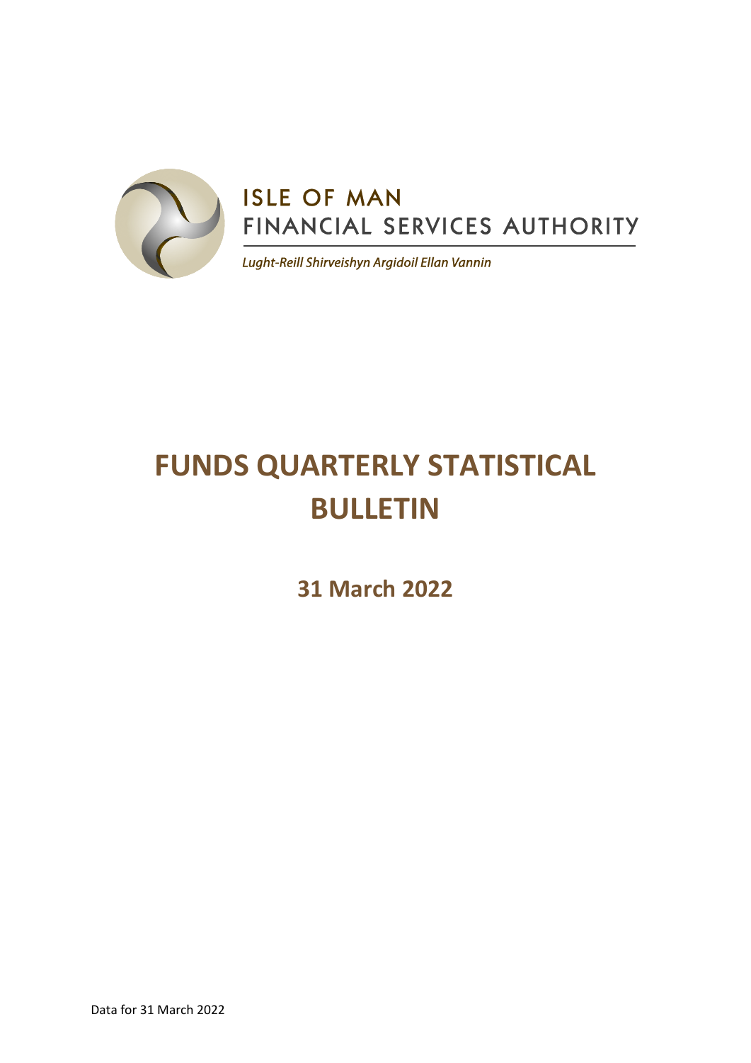ISLE OF MAN
FINANCIAL SERVICES AUTHORITY

*Lught-Reill Shirveishyn Argidoil Ellan Vannin*

# FUNDS QUARTERLY STATISTICAL BULLETIN

## 31 March 2022

Data for 31 March 2022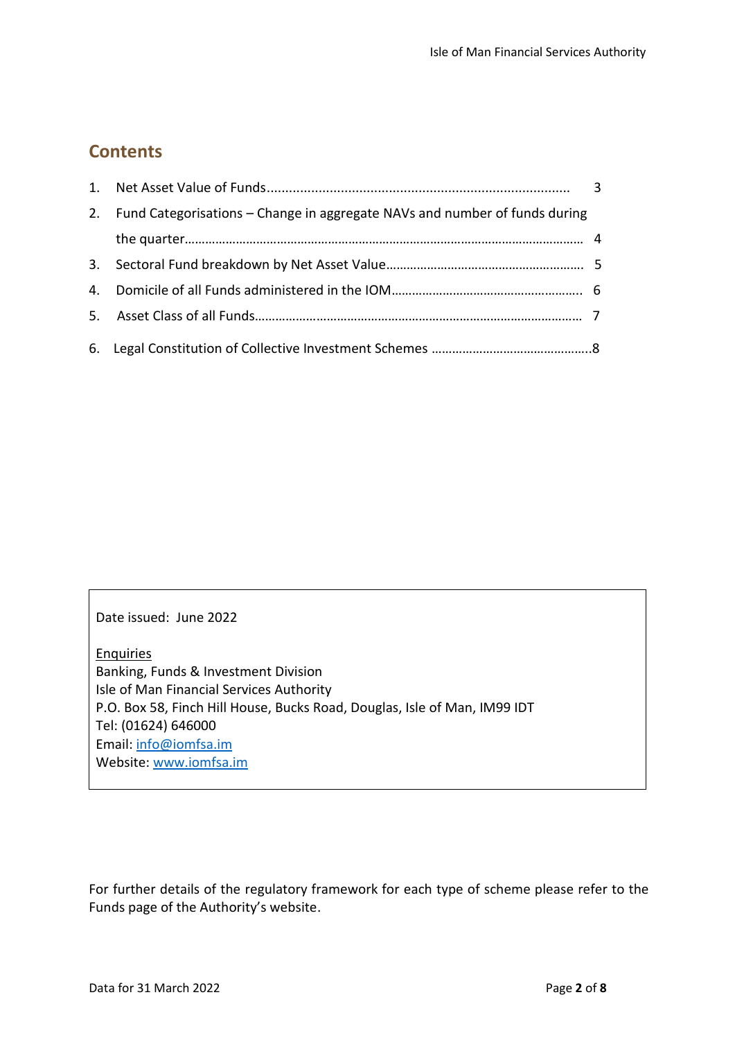## Contents

1. Net Asset Value of Funds.................................................................................. 3
2. Fund Categorisations – Change in aggregate NAVs and number of funds during the quarter………………………………………………………………………………………………… 4
3. Sectoral Fund breakdown by Net Asset Value…………………………………………………. 5
4. Domicile of all Funds administered in the IOM……………………………………………….. 6
5. Asset Class of all Funds………………………………………………………………………………… 7
6. Legal Constitution of Collective Investment Schemes ………………………………………..8

Date issued: June 2022

Enquiries
Banking, Funds & Investment Division
Isle of Man Financial Services Authority
P.O. Box 58, Finch Hill House, Bucks Road, Douglas, Isle of Man, IM99 IDT
Tel: (01624) 646000
Email: info@iomfsa.im
Website: www.iomfsa.im

For further details of the regulatory framework for each type of scheme please refer to the Funds page of the Authority's website.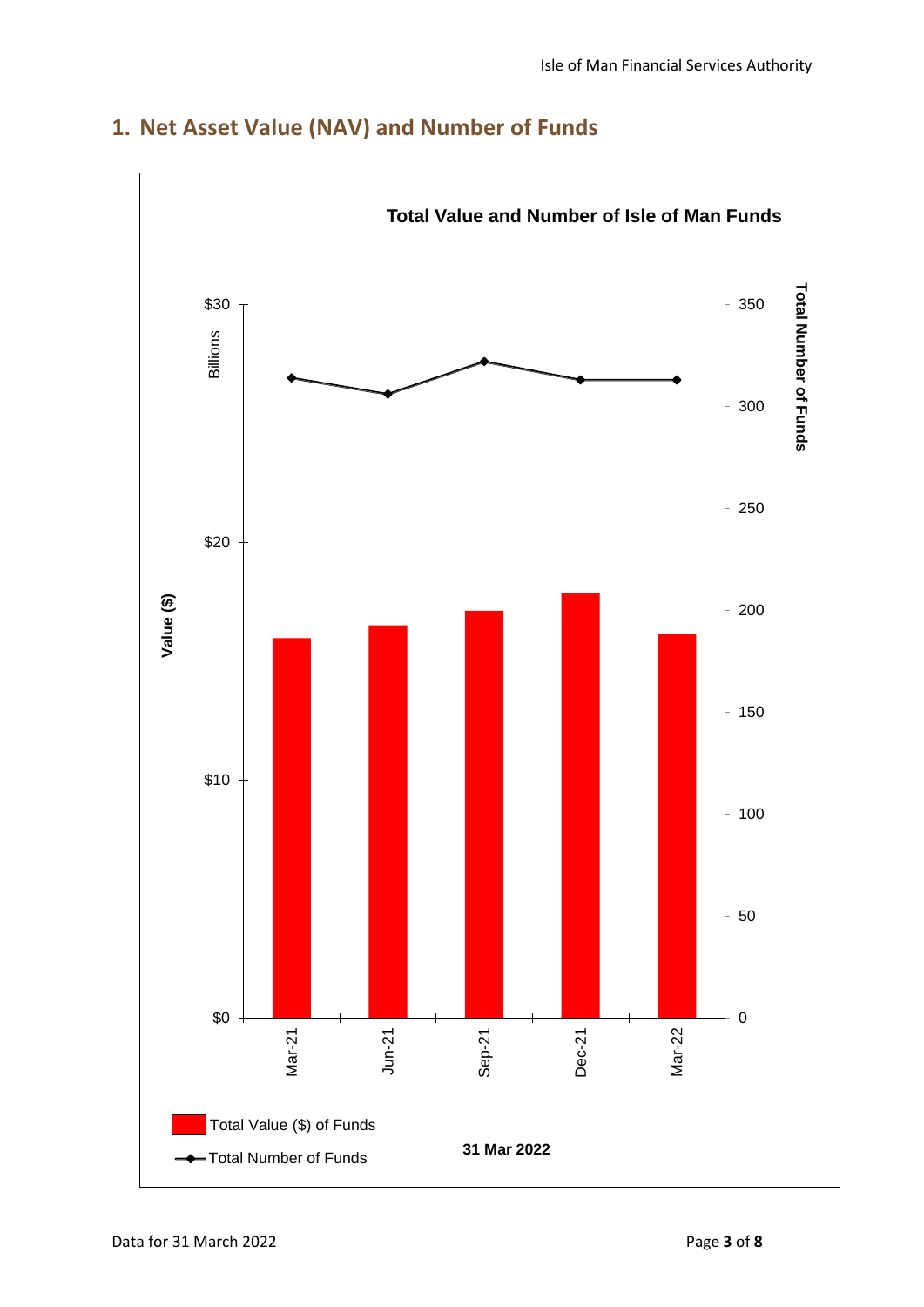## 1. Net Asset Value (NAV) and Number of Funds

**Total Value and Number of Isle of Man Funds**

Value ($) Billions: $0, $10, $20, $30

Total Number of Funds: 0, 50, 100, 150, 200, 250, 300, 350

Mar-21, Jun-21, Sep-21, Dec-21, Mar-22

Total Value ($) of Funds

Total Number of Funds

**31 Mar 2022**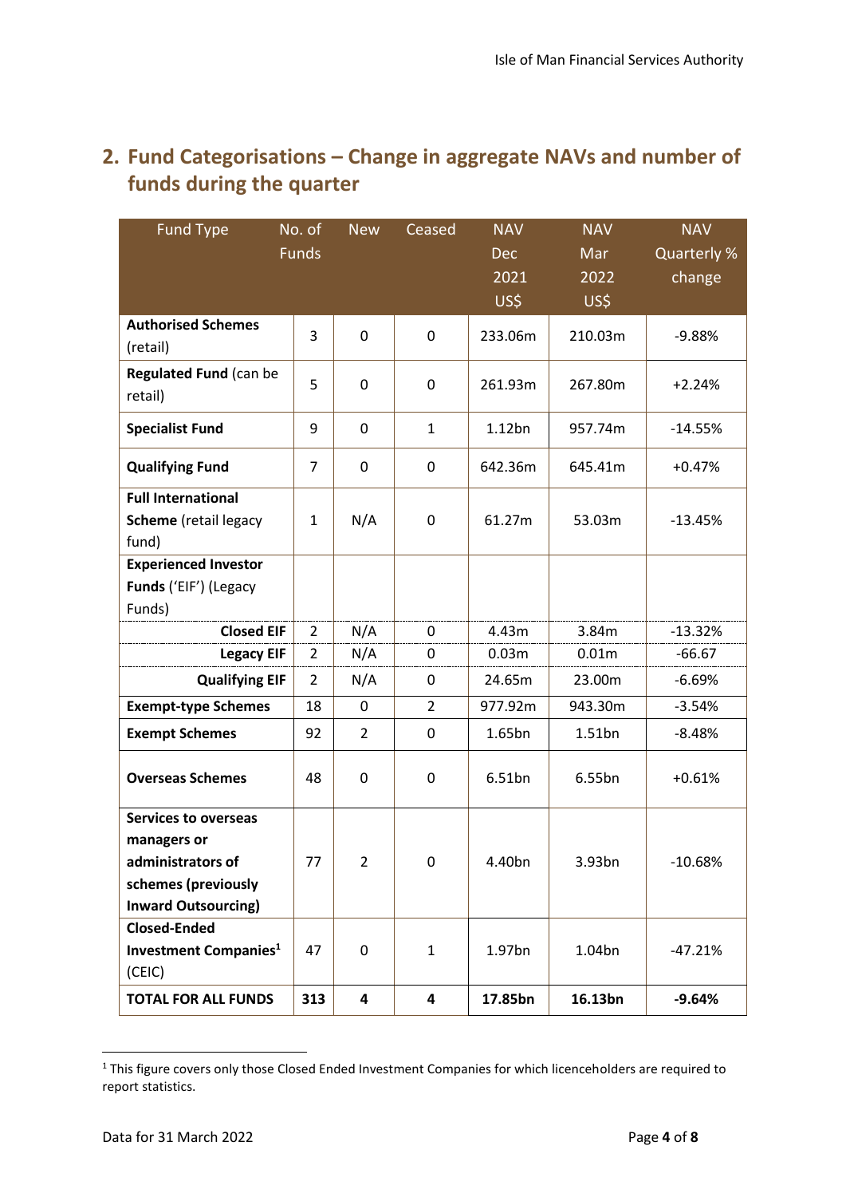## 2. Fund Categorisations – Change in aggregate NAVs and number of funds during the quarter

| Fund Type | No. of Funds | New | Ceased | NAV Dec 2021 US$ | NAV Mar 2022 US$ | NAV Quarterly % change |
|---|---|---|---|---|---|---|
| **Authorised Schemes** (retail) | 3 | 0 | 0 | 233.06m | 210.03m | -9.88% |
| **Regulated Fund** (can be retail) | 5 | 0 | 0 | 261.93m | 267.80m | +2.24% |
| **Specialist Fund** | 9 | 0 | 1 | 1.12bn | 957.74m | -14.55% |
| **Qualifying Fund** | 7 | 0 | 0 | 642.36m | 645.41m | +0.47% |
| **Full International Scheme** (retail legacy fund) | 1 | N/A | 0 | 61.27m | 53.03m | -13.45% |
| **Experienced Investor Funds** ('EIF') (Legacy Funds) | | | | | | |
| **Closed EIF** | 2 | N/A | 0 | 4.43m | 3.84m | -13.32% |
| **Legacy EIF** | 2 | N/A | 0 | 0.03m | 0.01m | -66.67 |
| **Qualifying EIF** | 2 | N/A | 0 | 24.65m | 23.00m | -6.69% |
| **Exempt-type Schemes** | 18 | 0 | 2 | 977.92m | 943.30m | -3.54% |
| **Exempt Schemes** | 92 | 2 | 0 | 1.65bn | 1.51bn | -8.48% |
| **Overseas Schemes** | 48 | 0 | 0 | 6.51bn | 6.55bn | +0.61% |
| **Services to overseas managers or administrators of schemes (previously Inward Outsourcing)** | 77 | 2 | 0 | 4.40bn | 3.93bn | -10.68% |
| **Closed-Ended Investment Companies**[1] (CEIC) | 47 | 0 | 1 | 1.97bn | 1.04bn | -47.21% |
| **TOTAL FOR ALL FUNDS** | **313** | **4** | **4** | **17.85bn** | **16.13bn** | **-9.64%** |

[1] This figure covers only those Closed Ended Investment Companies for which licenceholders are required to report statistics.

Data for 31 March 2022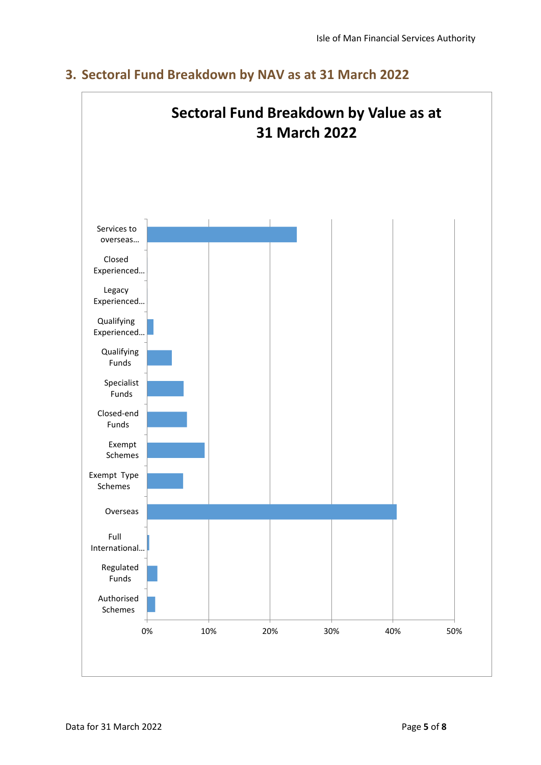## 3. Sectoral Fund Breakdown by NAV as at 31 March 2022

**Sectoral Fund Breakdown by Value as at 31 March 2022**

Services to overseas...

Closed Experienced...

Legacy Experienced...

Qualifying Experienced...

Qualifying Funds

Specialist Funds

Closed-end Funds

Exempt Schemes

Exempt Type Schemes

Overseas

Full International...

Regulated Funds

Authorised Schemes

0% 10% 20% 30% 40% 50%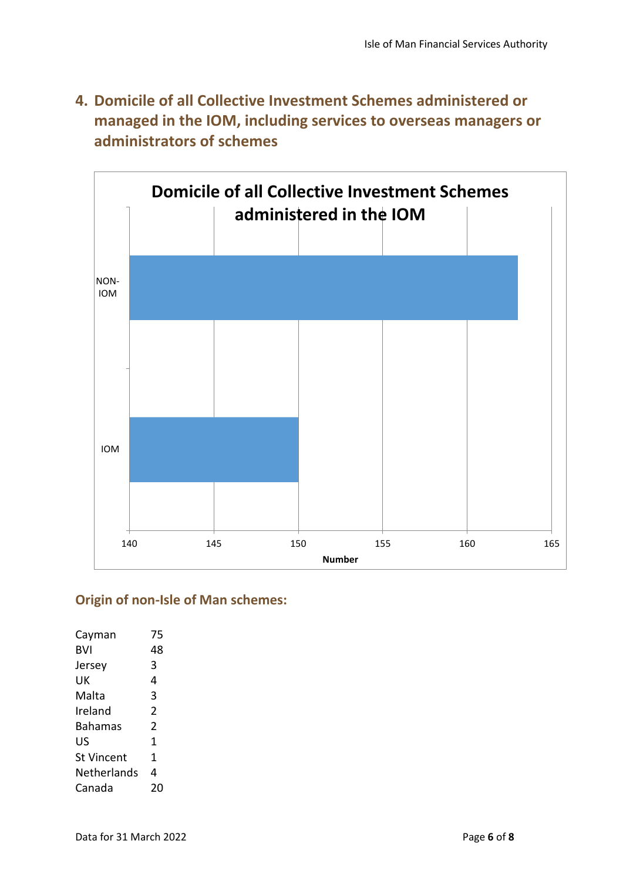## 4. Domicile of all Collective Investment Schemes administered or managed in the IOM, including services to overseas managers or administrators of schemes

**Domicile of all Collective Investment Schemes administered in the IOM**

NON-IOM

IOM

140 145 150 155 160 165

**Number**

### Origin of non-Isle of Man schemes:

| | |
|---|---|
| Cayman | 75 |
| BVI | 48 |
| Jersey | 3 |
| UK | 4 |
| Malta | 3 |
| Ireland | 2 |
| Bahamas | 2 |
| US | 1 |
| St Vincent | 1 |
| Netherlands | 4 |
| Canada | 20 |

Data for 31 March 2022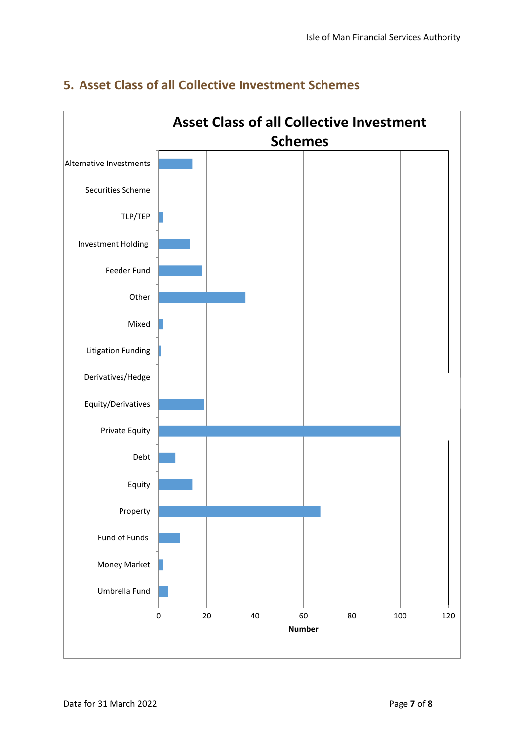## 5. Asset Class of all Collective Investment Schemes

**Asset Class of all Collective Investment Schemes**

| Asset Class | Number |
|---|---|
| Alternative Investments | 14 |
| Securities Scheme | 0 |
| TLP/TEP | 2 |
| Investment Holding | 13 |
| Feeder Fund | 18 |
| Other | 36 |
| Mixed | 2 |
| Litigation Funding | 1 |
| Derivatives/Hedge | 0 |
| Equity/Derivatives | 19 |
| Private Equity | 100 |
| Debt | 7 |
| Equity | 14 |
| Property | 67 |
| Fund of Funds | 9 |
| Money Market | 2 |
| Umbrella Fund | 4 |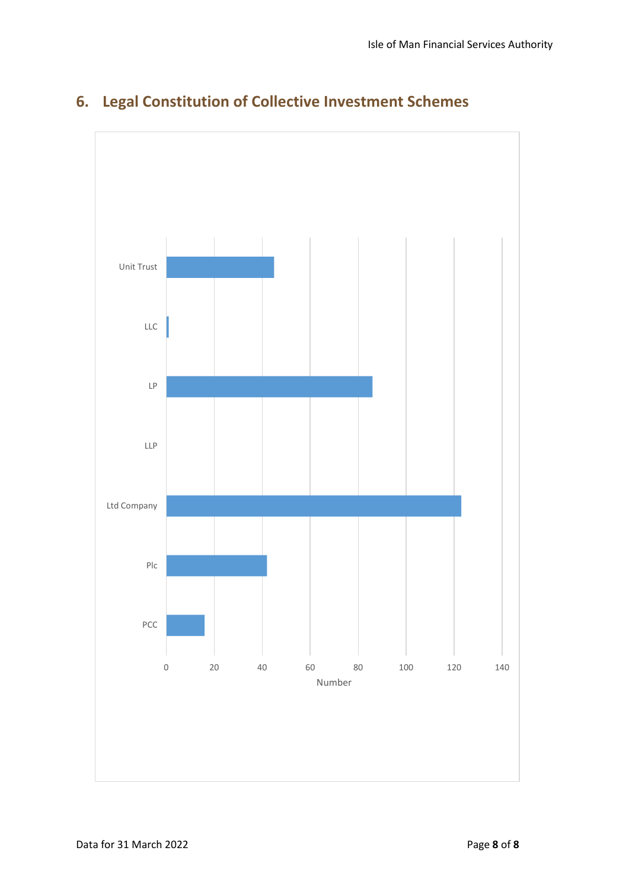## 6. Legal Constitution of Collective Investment Schemes

Unit Trust

LLC

LP

LLP

Ltd Company

Plc

PCC

0 20 40 60 80 100 120 140

Number